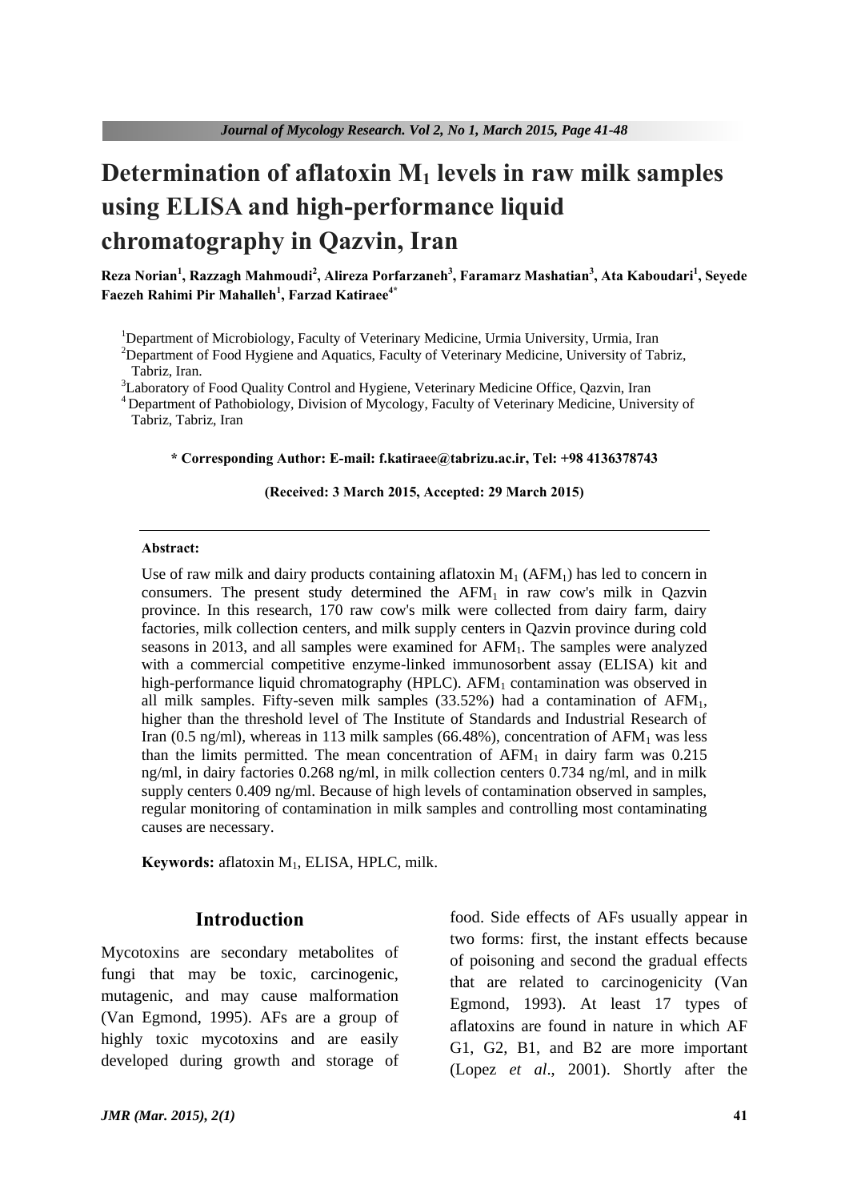# Determination of aflatoxin $M_1$ levels in raw milk samples using ELISA and high-performance liquid chromatography in Qazvin, Iran

**Reza Norian[1], Razzagh Mahmoudi[2], Alireza Porfarzaneh[3], Faramarz Mashatian[3], Ata Kaboudari[1], Seyede Faezeh Rahimi Pir Mahalleh[1], Farzad Katiraee[4*]**

[1]Department of Microbiology, Faculty of Veterinary Medicine, Urmia University, Urmia, Iran
[2]Department of Food Hygiene and Aquatics, Faculty of Veterinary Medicine, University of Tabriz, Tabriz, Iran.
[3]Laboratory of Food Quality Control and Hygiene, Veterinary Medicine Office, Qazvin, Iran
[4]Department of Pathobiology, Division of Mycology, Faculty of Veterinary Medicine, University of Tabriz, Tabriz, Iran

**\* Corresponding Author: E-mail: f.katiraee@tabrizu.ac.ir, Tel: +98 4136378743**

**(Received: 3 March 2015, Accepted: 29 March 2015)**

**Abstract:**

Use of raw milk and dairy products containing aflatoxin $M_1$ ($AFM_1$) has led to concern in consumers. The present study determined the $AFM_1$ in raw cow's milk in Qazvin province. In this research, 170 raw cow's milk were collected from dairy farm, dairy factories, milk collection centers, and milk supply centers in Qazvin province during cold seasons in 2013, and all samples were examined for $AFM_1$. The samples were analyzed with a commercial competitive enzyme-linked immunosorbent assay (ELISA) kit and high-performance liquid chromatography (HPLC). $AFM_1$ contamination was observed in all milk samples. Fifty-seven milk samples (33.52%) had a contamination of $AFM_1$, higher than the threshold level of The Institute of Standards and Industrial Research of Iran (0.5 ng/ml), whereas in 113 milk samples (66.48%), concentration of $AFM_1$ was less than the limits permitted. The mean concentration of $AFM_1$ in dairy farm was 0.215 ng/ml, in dairy factories 0.268 ng/ml, in milk collection centers 0.734 ng/ml, and in milk supply centers 0.409 ng/ml. Because of high levels of contamination observed in samples, regular monitoring of contamination in milk samples and controlling most contaminating causes are necessary.

**Keywords:** aflatoxin $M_1$, ELISA, HPLC, milk.

## Introduction

Mycotoxins are secondary metabolites of fungi that may be toxic, carcinogenic, mutagenic, and may cause malformation (Van Egmond, 1995). AFs are a group of highly toxic mycotoxins and are easily developed during growth and storage of food. Side effects of AFs usually appear in two forms: first, the instant effects because of poisoning and second the gradual effects that are related to carcinogenicity (Van Egmond, 1993). At least 17 types of aflatoxins are found in nature in which AF G1, G2, B1, and B2 are more important (Lopez *et al*., 2001). Shortly after the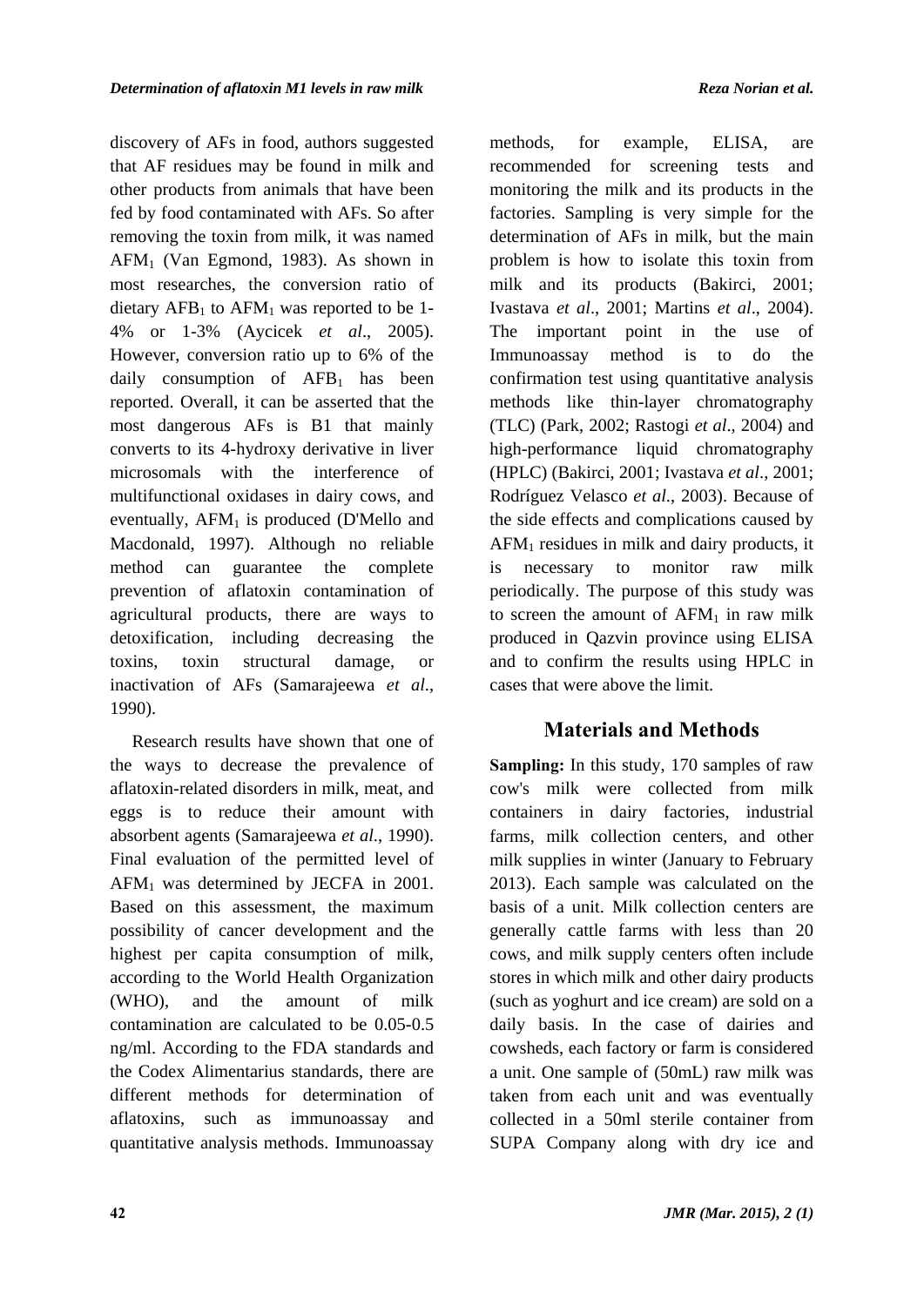discovery of AFs in food, authors suggested that AF residues may be found in milk and other products from animals that have been fed by food contaminated with AFs. So after removing the toxin from milk, it was named $AFM_1$ (Van Egmond, 1983). As shown in most researches, the conversion ratio of dietary $AFB_1$ to $AFM_1$ was reported to be 1-4% or 1-3% (Aycicek *et al*., 2005). However, conversion ratio up to 6% of the daily consumption of $AFB_1$ has been reported. Overall, it can be asserted that the most dangerous AFs is B1 that mainly converts to its 4-hydroxy derivative in liver microsomals with the interference of multifunctional oxidases in dairy cows, and eventually, $AFM_1$ is produced (D'Mello and Macdonald, 1997). Although no reliable method can guarantee the complete prevention of aflatoxin contamination of agricultural products, there are ways to detoxification, including decreasing the toxins, toxin structural damage, or inactivation of AFs (Samarajeewa *et al*., 1990).

Research results have shown that one of the ways to decrease the prevalence of aflatoxin-related disorders in milk, meat, and eggs is to reduce their amount with absorbent agents (Samarajeewa *et al*., 1990). Final evaluation of the permitted level of $AFM_1$ was determined by JECFA in 2001. Based on this assessment, the maximum possibility of cancer development and the highest per capita consumption of milk, according to the World Health Organization (WHO), and the amount of milk contamination are calculated to be 0.05-0.5 ng/ml. According to the FDA standards and the Codex Alimentarius standards, there are different methods for determination of aflatoxins, such as immunoassay and quantitative analysis methods. Immunoassay methods, for example, ELISA, are recommended for screening tests and monitoring the milk and its products in the factories. Sampling is very simple for the determination of AFs in milk, but the main problem is how to isolate this toxin from milk and its products (Bakirci, 2001; Ivastava *et al*., 2001; Martins *et al*., 2004). The important point in the use of Immunoassay method is to do the confirmation test using quantitative analysis methods like thin-layer chromatography (TLC) (Park, 2002; Rastogi *et al*., 2004) and high-performance liquid chromatography (HPLC) (Bakirci, 2001; Ivastava *et al*., 2001; Rodríguez Velasco *et al*., 2003). Because of the side effects and complications caused by $AFM_1$ residues in milk and dairy products, it is necessary to monitor raw milk periodically. The purpose of this study was to screen the amount of $AFM_1$ in raw milk produced in Qazvin province using ELISA and to confirm the results using HPLC in cases that were above the limit.

## Materials and Methods

**Sampling:** In this study, 170 samples of raw cow's milk were collected from milk containers in dairy factories, industrial farms, milk collection centers, and other milk supplies in winter (January to February 2013). Each sample was calculated on the basis of a unit. Milk collection centers are generally cattle farms with less than 20 cows, and milk supply centers often include stores in which milk and other dairy products (such as yoghurt and ice cream) are sold on a daily basis. In the case of dairies and cowsheds, each factory or farm is considered a unit. One sample of (50mL) raw milk was taken from each unit and was eventually collected in a 50ml sterile container from SUPA Company along with dry ice and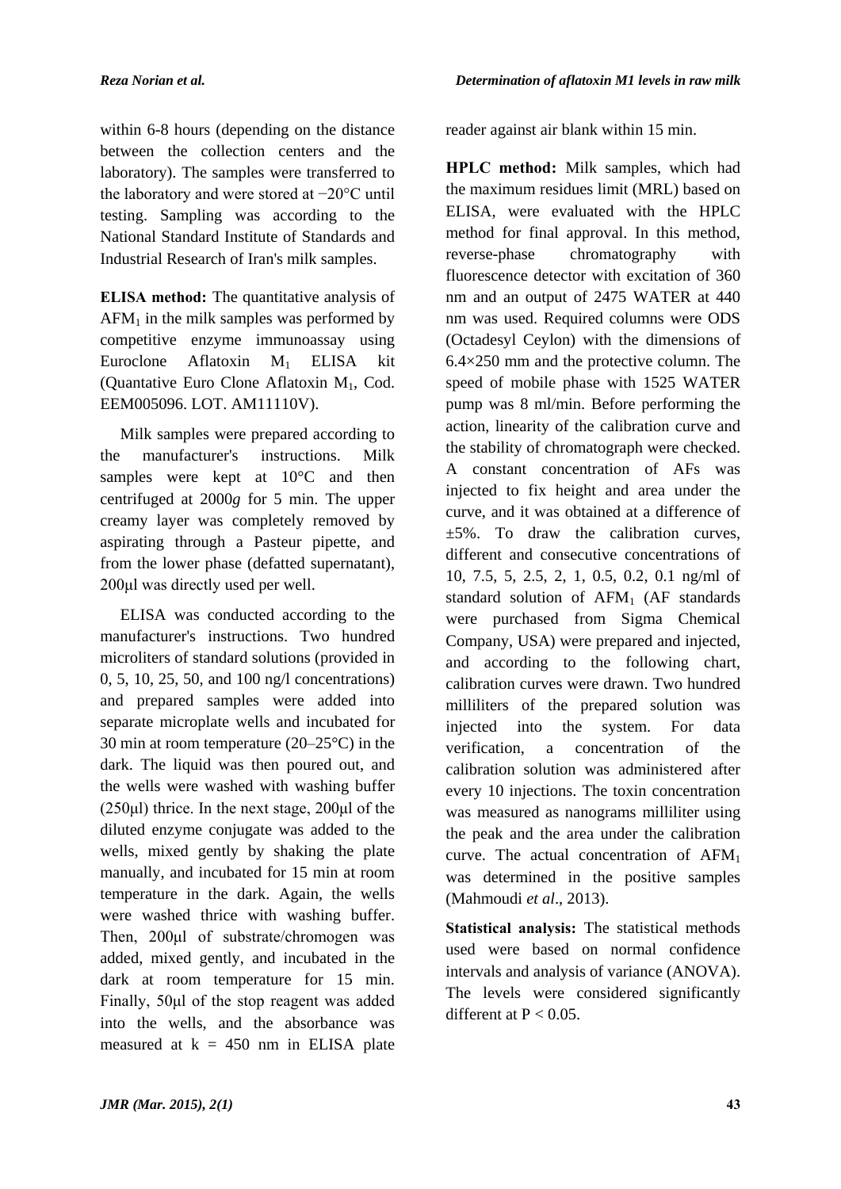within 6-8 hours (depending on the distance between the collection centers and the laboratory). The samples were transferred to the laboratory and were stored at −20°C until testing. Sampling was according to the National Standard Institute of Standards and Industrial Research of Iran's milk samples.

**ELISA method:** The quantitative analysis of $AFM_1$ in the milk samples was performed by competitive enzyme immunoassay using Euroclone Aflatoxin $M_1$ ELISA kit (Quantative Euro Clone Aflatoxin $M_1$, Cod. EEM005096. LOT. AM11110V).

Milk samples were prepared according to the manufacturer's instructions. Milk samples were kept at 10°C and then centrifuged at 2000*g* for 5 min. The upper creamy layer was completely removed by aspirating through a Pasteur pipette, and from the lower phase (defatted supernatant), 200μl was directly used per well.

ELISA was conducted according to the manufacturer's instructions. Two hundred microliters of standard solutions (provided in 0, 5, 10, 25, 50, and 100 ng/l concentrations) and prepared samples were added into separate microplate wells and incubated for 30 min at room temperature (20–25°C) in the dark. The liquid was then poured out, and the wells were washed with washing buffer (250μl) thrice. In the next stage, 200μl of the diluted enzyme conjugate was added to the wells, mixed gently by shaking the plate manually, and incubated for 15 min at room temperature in the dark. Again, the wells were washed thrice with washing buffer. Then, 200μl of substrate/chromogen was added, mixed gently, and incubated in the dark at room temperature for 15 min. Finally, 50μl of the stop reagent was added into the wells, and the absorbance was measured at k = 450 nm in ELISA plate reader against air blank within 15 min.

**HPLC method:** Milk samples, which had the maximum residues limit (MRL) based on ELISA, were evaluated with the HPLC method for final approval. In this method, reverse-phase chromatography with fluorescence detector with excitation of 360 nm and an output of 2475 WATER at 440 nm was used. Required columns were ODS (Octadesyl Ceylon) with the dimensions of 6.4×250 mm and the protective column. The speed of mobile phase with 1525 WATER pump was 8 ml/min. Before performing the action, linearity of the calibration curve and the stability of chromatograph were checked. A constant concentration of AFs was injected to fix height and area under the curve, and it was obtained at a difference of ±5%. To draw the calibration curves, different and consecutive concentrations of 10, 7.5, 5, 2.5, 2, 1, 0.5, 0.2, 0.1 ng/ml of standard solution of $AFM_1$ (AF standards were purchased from Sigma Chemical Company, USA) were prepared and injected, and according to the following chart, calibration curves were drawn. Two hundred milliliters of the prepared solution was injected into the system. For data verification, a concentration of the calibration solution was administered after every 10 injections. The toxin concentration was measured as nanograms milliliter using the peak and the area under the calibration curve. The actual concentration of $AFM_1$ was determined in the positive samples (Mahmoudi *et al*., 2013).

**Statistical analysis:** The statistical methods used were based on normal confidence intervals and analysis of variance (ANOVA). The levels were considered significantly different at $P < 0.05$.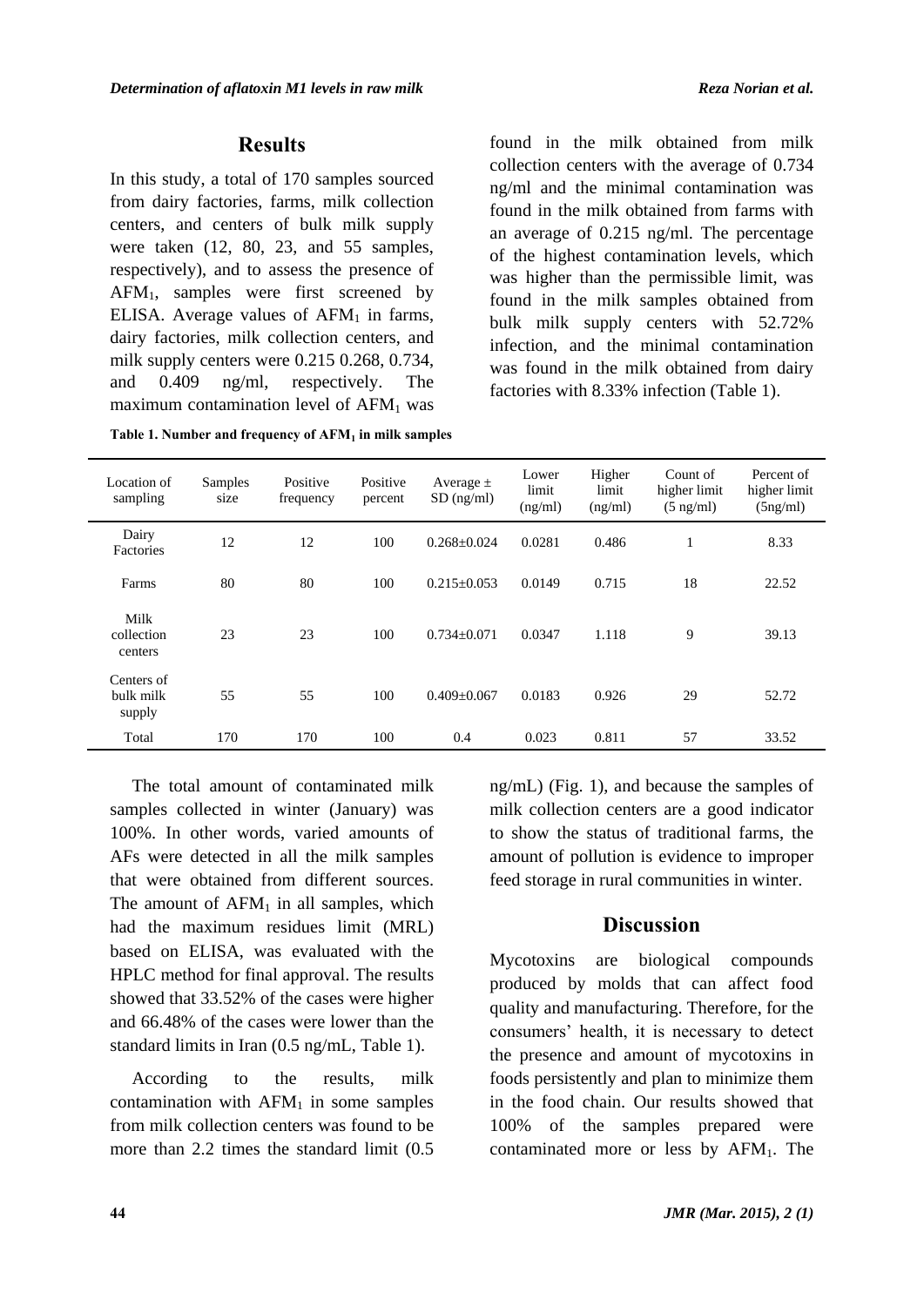## Results

In this study, a total of 170 samples sourced from dairy factories, farms, milk collection centers, and centers of bulk milk supply were taken (12, 80, 23, and 55 samples, respectively), and to assess the presence of $AFM_1$, samples were first screened by ELISA. Average values of $AFM_1$ in farms, dairy factories, milk collection centers, and milk supply centers were 0.215 0.268, 0.734, and 0.409 ng/ml, respectively. The maximum contamination level of $AFM_1$ was found in the milk obtained from milk collection centers with the average of 0.734 ng/ml and the minimal contamination was found in the milk obtained from farms with an average of 0.215 ng/ml. The percentage of the highest contamination levels, which was higher than the permissible limit, was found in the milk samples obtained from bulk milk supply centers with 52.72% infection, and the minimal contamination was found in the milk obtained from dairy factories with 8.33% infection (Table 1).

**Table 1. Number and frequency of $AFM_1$ in milk samples**

| Location of sampling | Samples size | Positive frequency | Positive percent | Average ± SD (ng/ml) | Lower limit (ng/ml) | Higher limit (ng/ml) | Count of higher limit (5 ng/ml) | Percent of higher limit (5ng/ml) |
|---|---|---|---|---|---|---|---|---|
| Dairy Factories | 12 | 12 | 100 | 0.268±0.024 | 0.0281 | 0.486 | 1 | 8.33 |
| Farms | 80 | 80 | 100 | 0.215±0.053 | 0.0149 | 0.715 | 18 | 22.52 |
| Milk collection centers | 23 | 23 | 100 | 0.734±0.071 | 0.0347 | 1.118 | 9 | 39.13 |
| Centers of bulk milk supply | 55 | 55 | 100 | 0.409±0.067 | 0.0183 | 0.926 | 29 | 52.72 |
| Total | 170 | 170 | 100 | 0.4 | 0.023 | 0.811 | 57 | 33.52 |

The total amount of contaminated milk samples collected in winter (January) was 100%. In other words, varied amounts of AFs were detected in all the milk samples that were obtained from different sources. The amount of $AFM_1$ in all samples, which had the maximum residues limit (MRL) based on ELISA, was evaluated with the HPLC method for final approval. The results showed that 33.52% of the cases were higher and 66.48% of the cases were lower than the standard limits in Iran (0.5 ng/mL, Table 1).

According to the results, milk contamination with $AFM_1$ in some samples from milk collection centers was found to be more than 2.2 times the standard limit (0.5 ng/mL) (Fig. 1), and because the samples of milk collection centers are a good indicator to show the status of traditional farms, the amount of pollution is evidence to improper feed storage in rural communities in winter.

## Discussion

Mycotoxins are biological compounds produced by molds that can affect food quality and manufacturing. Therefore, for the consumers' health, it is necessary to detect the presence and amount of mycotoxins in foods persistently and plan to minimize them in the food chain. Our results showed that 100% of the samples prepared were contaminated more or less by $AFM_1$. The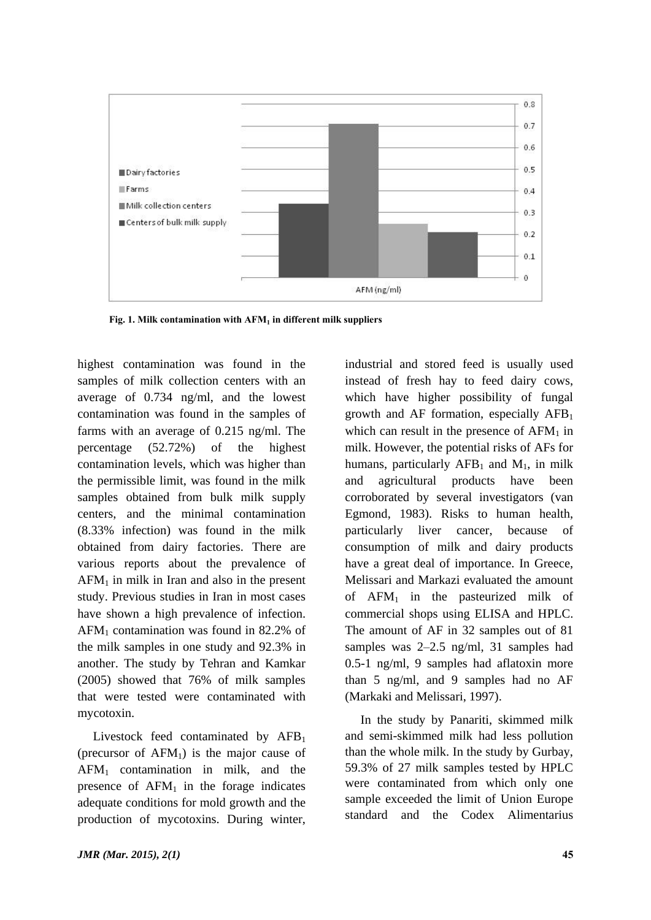Fig. 1. Milk contamination with $AFM_1$ in different milk suppliers

highest contamination was found in the samples of milk collection centers with an average of 0.734 ng/ml, and the lowest contamination was found in the samples of farms with an average of 0.215 ng/ml. The percentage (52.72%) of the highest contamination levels, which was higher than the permissible limit, was found in the milk samples obtained from bulk milk supply centers, and the minimal contamination (8.33% infection) was found in the milk obtained from dairy factories. There are various reports about the prevalence of $AFM_1$ in milk in Iran and also in the present study. Previous studies in Iran in most cases have shown a high prevalence of infection. $AFM_1$ contamination was found in 82.2% of the milk samples in one study and 92.3% in another. The study by Tehran and Kamkar (2005) showed that 76% of milk samples that were tested were contaminated with mycotoxin.

Livestock feed contaminated by $AFB_1$ (precursor of $AFM_1$) is the major cause of $AFM_1$ contamination in milk, and the presence of $AFM_1$ in the forage indicates adequate conditions for mold growth and the production of mycotoxins. During winter, industrial and stored feed is usually used instead of fresh hay to feed dairy cows, which have higher possibility of fungal growth and AF formation, especially $AFB_1$ which can result in the presence of $AFM_1$ in milk. However, the potential risks of AFs for humans, particularly $AFB_1$ and $M_1$, in milk and agricultural products have been corroborated by several investigators (van Egmond, 1983). Risks to human health, particularly liver cancer, because of consumption of milk and dairy products have a great deal of importance. In Greece, Melissari and Markazi evaluated the amount of $AFM_1$ in the pasteurized milk of commercial shops using ELISA and HPLC. The amount of AF in 32 samples out of 81 samples was 2–2.5 ng/ml, 31 samples had 0.5-1 ng/ml, 9 samples had aflatoxin more than 5 ng/ml, and 9 samples had no AF (Markaki and Melissari, 1997).

In the study by Panariti, skimmed milk and semi-skimmed milk had less pollution than the whole milk. In the study by Gurbay, 59.3% of 27 milk samples tested by HPLC were contaminated from which only one sample exceeded the limit of Union Europe standard and the Codex Alimentarius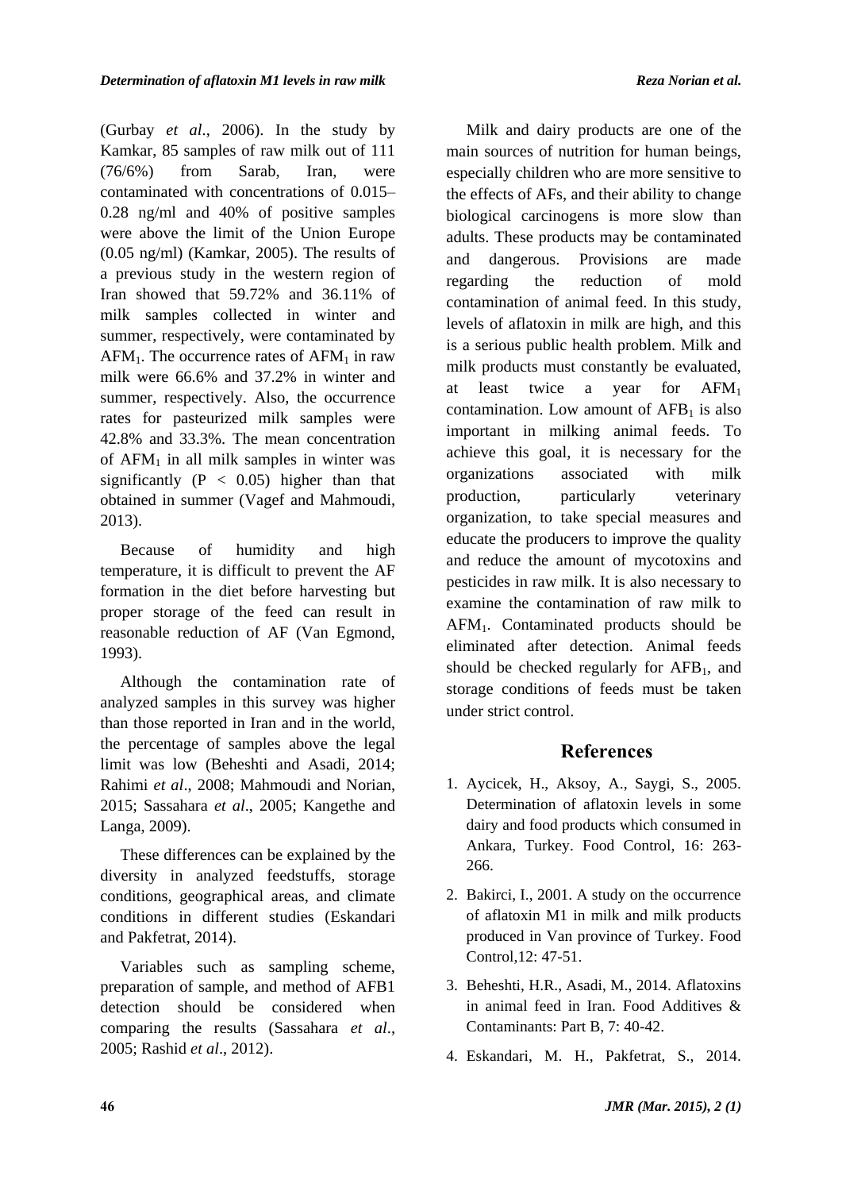(Gurbay *et al*., 2006). In the study by Kamkar, 85 samples of raw milk out of 111 (76/6%) from Sarab, Iran, were contaminated with concentrations of 0.015–0.28 ng/ml and 40% of positive samples were above the limit of the Union Europe (0.05 ng/ml) (Kamkar, 2005). The results of a previous study in the western region of Iran showed that 59.72% and 36.11% of milk samples collected in winter and summer, respectively, were contaminated by $AFM_1$. The occurrence rates of $AFM_1$ in raw milk were 66.6% and 37.2% in winter and summer, respectively. Also, the occurrence rates for pasteurized milk samples were 42.8% and 33.3%. The mean concentration of $AFM_1$ in all milk samples in winter was significantly ($P < 0.05$) higher than that obtained in summer (Vagef and Mahmoudi, 2013).

Because of humidity and high temperature, it is difficult to prevent the AF formation in the diet before harvesting but proper storage of the feed can result in reasonable reduction of AF (Van Egmond, 1993).

Although the contamination rate of analyzed samples in this survey was higher than those reported in Iran and in the world, the percentage of samples above the legal limit was low (Beheshti and Asadi, 2014; Rahimi *et al*., 2008; Mahmoudi and Norian, 2015; Sassahara *et al*., 2005; Kangethe and Langa, 2009).

These differences can be explained by the diversity in analyzed feedstuffs, storage conditions, geographical areas, and climate conditions in different studies (Eskandari and Pakfetrat, 2014).

Variables such as sampling scheme, preparation of sample, and method of AFB1 detection should be considered when comparing the results (Sassahara *et al*., 2005; Rashid *et al*., 2012).

Milk and dairy products are one of the main sources of nutrition for human beings, especially children who are more sensitive to the effects of AFs, and their ability to change biological carcinogens is more slow than adults. These products may be contaminated and dangerous. Provisions are made regarding the reduction of mold contamination of animal feed. In this study, levels of aflatoxin in milk are high, and this is a serious public health problem. Milk and milk products must constantly be evaluated, at least twice a year for $AFM_1$ contamination. Low amount of $AFB_1$ is also important in milking animal feeds. To achieve this goal, it is necessary for the organizations associated with milk production, particularly veterinary organization, to take special measures and educate the producers to improve the quality and reduce the amount of mycotoxins and pesticides in raw milk. It is also necessary to examine the contamination of raw milk to $AFM_1$. Contaminated products should be eliminated after detection. Animal feeds should be checked regularly for $AFB_1$, and storage conditions of feeds must be taken under strict control.

## References

1. Aycicek, H., Aksoy, A., Saygi, S., 2005. Determination of aflatoxin levels in some dairy and food products which consumed in Ankara, Turkey. Food Control, 16: 263-266.
2. Bakirci, I., 2001. A study on the occurrence of aflatoxin M1 in milk and milk products produced in Van province of Turkey. Food Control,12: 47-51.
3. Beheshti, H.R., Asadi, M., 2014. Aflatoxins in animal feed in Iran. Food Additives & Contaminants: Part B, 7: 40-42.
4. Eskandari, M. H., Pakfetrat, S., 2014.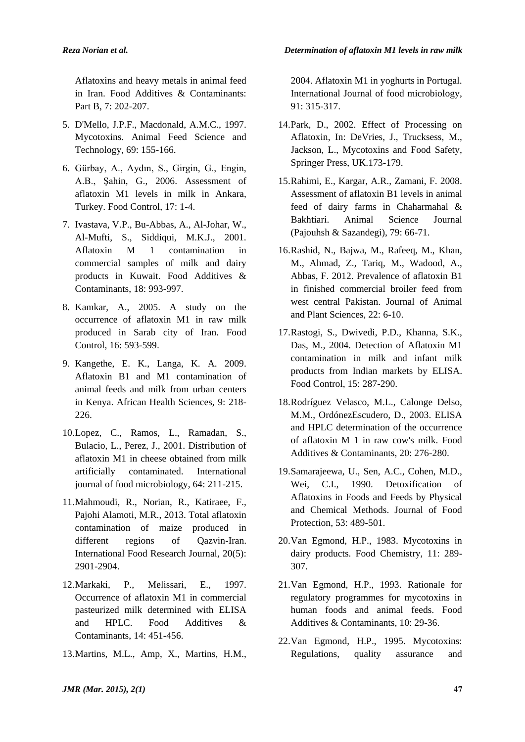Aflatoxins and heavy metals in animal feed in Iran. Food Additives & Contaminants: Part B, 7: 202-207.

5. D'Mello, J.P.F., Macdonald, A.M.C., 1997. Mycotoxins. Animal Feed Science and Technology, 69: 155-166.
6. Gürbay, A., Aydın, S., Girgin, G., Engin, A.B., Şahin, G., 2006. Assessment of aflatoxin M1 levels in milk in Ankara, Turkey. Food Control, 17: 1-4.
7. Ivastava, V.P., Bu-Abbas, A., Al-Johar, W., Al-Mufti, S., Siddiqui, M.K.J., 2001. Aflatoxin M 1 contamination in commercial samples of milk and dairy products in Kuwait. Food Additives & Contaminants, 18: 993-997.
8. Kamkar, A., 2005. A study on the occurrence of aflatoxin M1 in raw milk produced in Sarab city of Iran. Food Control, 16: 593-599.
9. Kangethe, E. K., Langa, K. A. 2009. Aflatoxin B1 and M1 contamination of animal feeds and milk from urban centers in Kenya. African Health Sciences, 9: 218-226.
10. Lopez, C., Ramos, L., Ramadan, S., Bulacio, L., Perez, J., 2001. Distribution of aflatoxin M1 in cheese obtained from milk artificially contaminated. International journal of food microbiology, 64: 211-215.
11. Mahmoudi, R., Norian, R., Katiraee, F., Pajohi Alamoti, M.R., 2013. Total aflatoxin contamination of maize produced in different regions of Qazvin-Iran. International Food Research Journal, 20(5): 2901-2904.
12. Markaki, P., Melissari, E., 1997. Occurrence of aflatoxin M1 in commercial pasteurized milk determined with ELISA and HPLC. Food Additives & Contaminants, 14: 451-456.
13. Martins, M.L., Amp, X., Martins, H.M., 2004. Aflatoxin M1 in yoghurts in Portugal. International Journal of food microbiology, 91: 315-317.
14. Park, D., 2002. Effect of Processing on Aflatoxin, In: DeVries, J., Trucksess, M., Jackson, L., Mycotoxins and Food Safety, Springer Press, UK.173-179.
15. Rahimi, E., Kargar, A.R., Zamani, F. 2008. Assessment of aflatoxin B1 levels in animal feed of dairy farms in Chaharmahal & Bakhtiari. Animal Science Journal (Pajouhsh & Sazandegi), 79: 66-71.
16. Rashid, N., Bajwa, M., Rafeeq, M., Khan, M., Ahmad, Z., Tariq, M., Wadood, A., Abbas, F. 2012. Prevalence of aflatoxin B1 in finished commercial broiler feed from west central Pakistan. Journal of Animal and Plant Sciences, 22: 6-10.
17. Rastogi, S., Dwivedi, P.D., Khanna, S.K., Das, M., 2004. Detection of Aflatoxin M1 contamination in milk and infant milk products from Indian markets by ELISA. Food Control, 15: 287-290.
18. Rodríguez Velasco, M.L., Calonge Delso, M.M., OrdónezEscudero, D., 2003. ELISA and HPLC determination of the occurrence of aflatoxin M 1 in raw cow's milk. Food Additives & Contaminants, 20: 276-280.
19. Samarajeewa, U., Sen, A.C., Cohen, M.D., Wei, C.I., 1990. Detoxification of Aflatoxins in Foods and Feeds by Physical and Chemical Methods. Journal of Food Protection, 53: 489-501.
20. Van Egmond, H.P., 1983. Mycotoxins in dairy products. Food Chemistry, 11: 289-307.
21. Van Egmond, H.P., 1993. Rationale for regulatory programmes for mycotoxins in human foods and animal feeds. Food Additives & Contaminants, 10: 29-36.
22. Van Egmond, H.P., 1995. Mycotoxins: Regulations, quality assurance and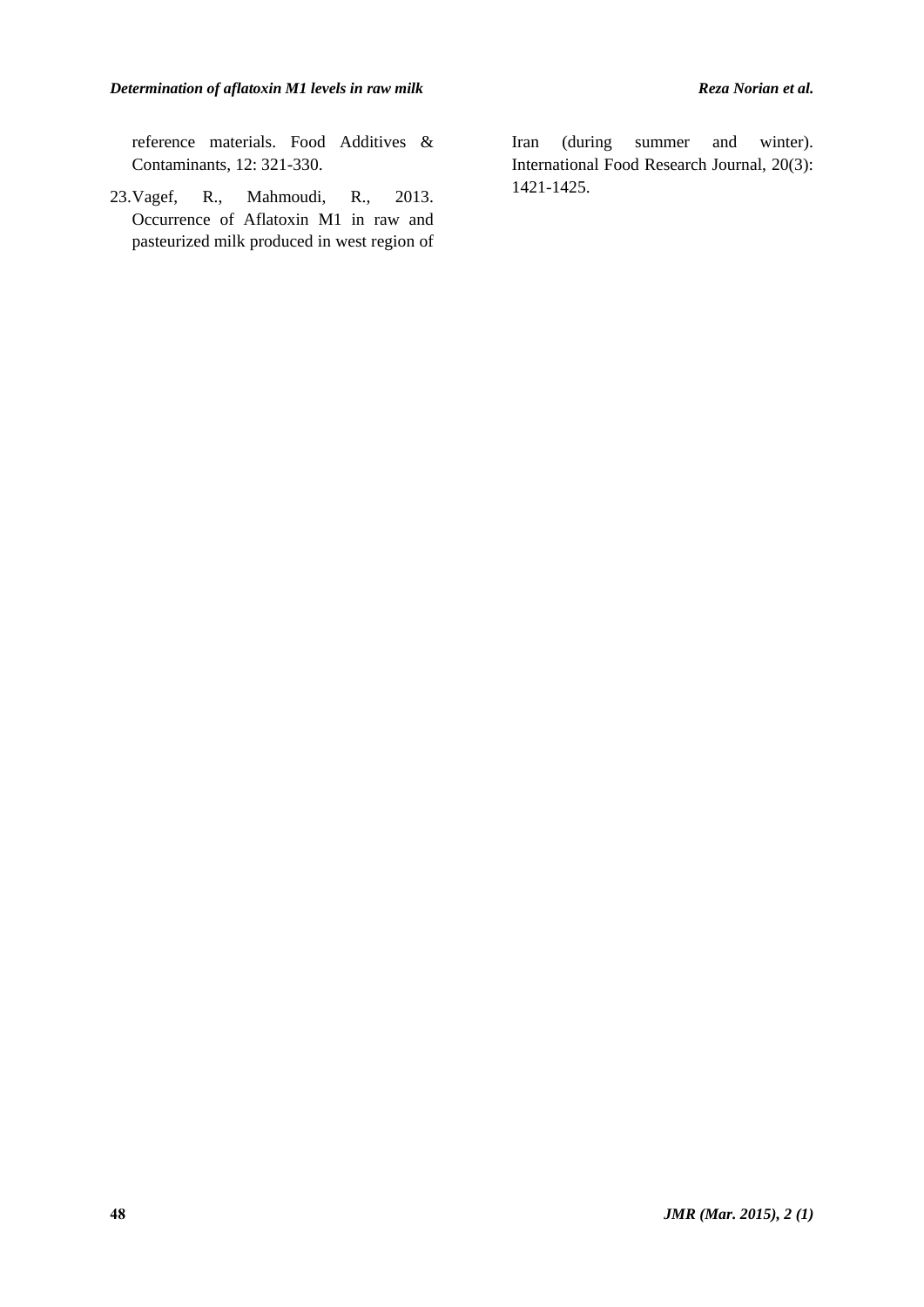reference materials. Food Additives & Contaminants, 12: 321-330.

23. Vagef, R., Mahmoudi, R., 2013. Occurrence of Aflatoxin M1 in raw and pasteurized milk produced in west region of Iran (during summer and winter). International Food Research Journal, 20(3): 1421-1425.